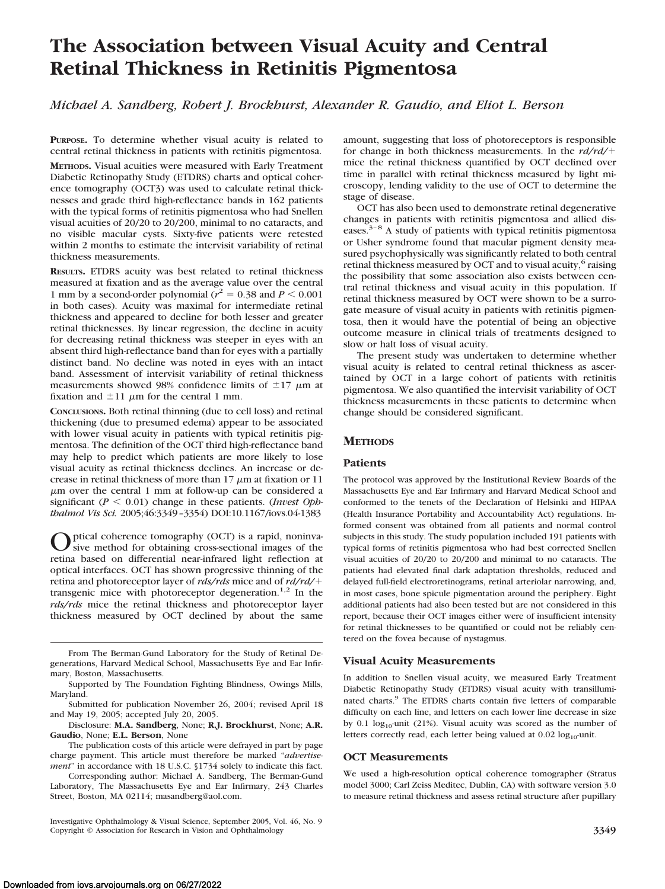# The Association between Visual Acuity and Central Retinal Thickness in Retinitis Pigmentosa

*Michael A. Sandberg, Robert J. Brockhurst, Alexander R. Gaudio, and Eliot L. Berson*

**PURPOSE.** To determine whether visual acuity is related to central retinal thickness in patients with retinitis pigmentosa.

**METHODS.** Visual acuities were measured with Early Treatment Diabetic Retinopathy Study (ETDRS) charts and optical coherence tomography (OCT3) was used to calculate retinal thicknesses and grade third high-reflectance bands in 162 patients with the typical forms of retinitis pigmentosa who had Snellen visual acuities of 20/20 to 20/200, minimal to no cataracts, and no visible macular cysts. Sixty-five patients were retested within 2 months to estimate the intervisit variability of retinal thickness measurements.

**RESULTS.** ETDRS acuity was best related to retinal thickness measured at fixation and as the average value over the central 1 mm by a second-order polynomial ($r^2 = 0.38$ and $P < 0.001$ in both cases). Acuity was maximal for intermediate retinal thickness and appeared to decline for both lesser and greater retinal thicknesses. By linear regression, the decline in acuity for decreasing retinal thickness was steeper in eyes with an absent third high-reflectance band than for eyes with a partially distinct band. No decline was noted in eyes with an intact band. Assessment of intervisit variability of retinal thickness measurements showed 98% confidence limits of $\pm 17$ μm at fixation and $\pm 11$ μm for the central 1 mm.

**CONCLUSIONS.** Both retinal thinning (due to cell loss) and retinal thickening (due to presumed edema) appear to be associated with lower visual acuity in patients with typical retinitis pigmentosa. The definition of the OCT third high-reflectance band may help to predict which patients are more likely to lose visual acuity as retinal thickness declines. An increase or decrease in retinal thickness of more than 17 μm at fixation or 11 μm over the central 1 mm at follow-up can be considered a significant ($P < 0.01$) change in these patients. (*Invest Ophthalmol Vis Sci.* 2005;46:3349–3354) DOI:10.1167/iovs.04-1383

Optical coherence tomography (OCT) is a rapid, noninvasive method for obtaining cross-sectional images of the retina based on differential near-infrared light reflection at optical interfaces. OCT has shown progressive thinning of the retina and photoreceptor layer of *rds/rds* mice and of *rd/rd/+* transgenic mice with photoreceptor degeneration.[1,2] In the *rds/rds* mice the retinal thickness and photoreceptor layer thickness measured by OCT declined by about the same amount, suggesting that loss of photoreceptors is responsible for change in both thickness measurements. In the *rd/rd/+* mice the retinal thickness quantified by OCT declined over time in parallel with retinal thickness measured by light microscopy, lending validity to the use of OCT to determine the stage of disease.

OCT has also been used to demonstrate retinal degenerative changes in patients with retinitis pigmentosa and allied diseases.[3–8] A study of patients with typical retinitis pigmentosa or Usher syndrome found that macular pigment density measured psychophysically was significantly related to both central retinal thickness measured by OCT and to visual acuity,[6] raising the possibility that some association also exists between central retinal thickness and visual acuity in this population. If retinal thickness measured by OCT were shown to be a surrogate measure of visual acuity in patients with retinitis pigmentosa, then it would have the potential of being an objective outcome measure in clinical trials of treatments designed to slow or halt loss of visual acuity.

The present study was undertaken to determine whether visual acuity is related to central retinal thickness as ascertained by OCT in a large cohort of patients with retinitis pigmentosa. We also quantified the intervisit variability of OCT thickness measurements in these patients to determine when change should be considered significant.

## METHODS

### Patients

The protocol was approved by the Institutional Review Boards of the Massachusetts Eye and Ear Infirmary and Harvard Medical School and conformed to the tenets of the Declaration of Helsinki and HIPAA (Health Insurance Portability and Accountability Act) regulations. Informed consent was obtained from all patients and normal control subjects in this study. The study population included 191 patients with typical forms of retinitis pigmentosa who had best corrected Snellen visual acuities of 20/20 to 20/200 and minimal to no cataracts. The patients had elevated final dark adaptation thresholds, reduced and delayed full-field electroretinograms, retinal arteriolar narrowing, and, in most cases, bone spicule pigmentation around the periphery. Eight additional patients had also been tested but are not considered in this report, because their OCT images either were of insufficient intensity for retinal thicknesses to be quantified or could not be reliably centered on the fovea because of nystagmus.

### Visual Acuity Measurements

In addition to Snellen visual acuity, we measured Early Treatment Diabetic Retinopathy Study (ETDRS) visual acuity with transilluminated charts.[9] The ETDRS charts contain five letters of comparable difficulty on each line, and letters on each lower line decrease in size by 0.1 $\log_{10}$-unit (21%). Visual acuity was scored as the number of letters correctly read, each letter being valued at 0.02 $\log_{10}$-unit.

### OCT Measurements

We used a high-resolution optical coherence tomographer (Stratus model 3000; Carl Zeiss Meditec, Dublin, CA) with software version 3.0 to measure retinal thickness and assess retinal structure after pupillary

From The Berman-Gund Laboratory for the Study of Retinal Degenerations, Harvard Medical School, Massachusetts Eye and Ear Infirmary, Boston, Massachusetts.

Supported by The Foundation Fighting Blindness, Owings Mills, Maryland.

Submitted for publication November 26, 2004; revised April 18 and May 19, 2005; accepted July 20, 2005.

Disclosure: **M.A. Sandberg**, None; **R.J. Brockhurst**, None; **A.R. Gaudio**, None; **E.L. Berson**, None

The publication costs of this article were defrayed in part by page charge payment. This article must therefore be marked "*advertisement*" in accordance with 18 U.S.C. §1734 solely to indicate this fact.

Corresponding author: Michael A. Sandberg, The Berman-Gund Laboratory, The Massachusetts Eye and Ear Infirmary, 243 Charles Street, Boston, MA 02114; masandberg@aol.com.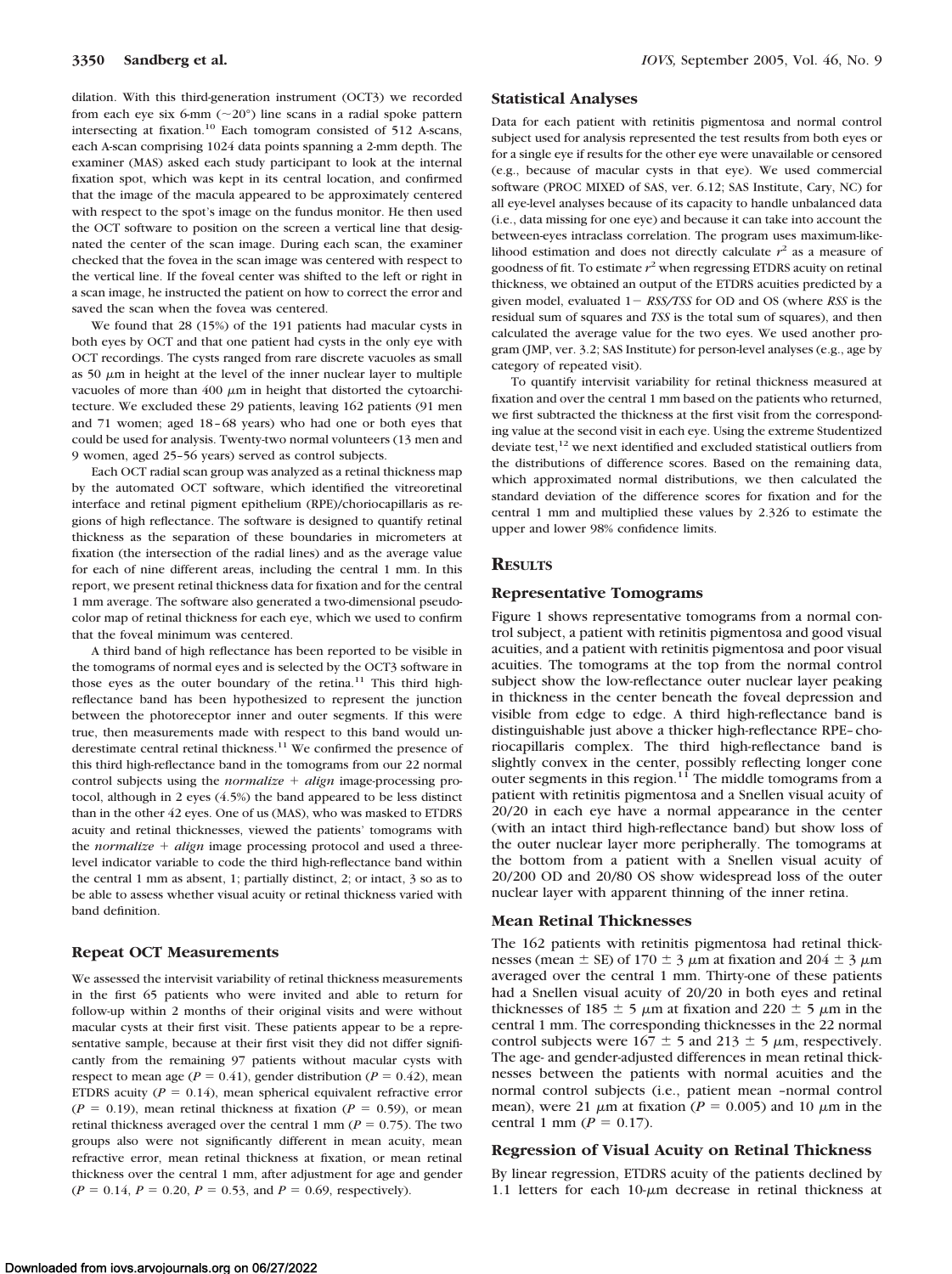dilation. With this third-generation instrument (OCT3) we recorded from each eye six 6-mm (~20°) line scans in a radial spoke pattern intersecting at fixation.[10] Each tomogram consisted of 512 A-scans, each A-scan comprising 1024 data points spanning a 2-mm depth. The examiner (MAS) asked each study participant to look at the internal fixation spot, which was kept in its central location, and confirmed that the image of the macula appeared to be approximately centered with respect to the spot's image on the fundus monitor. He then used the OCT software to position on the screen a vertical line that designated the center of the scan image. During each scan, the examiner checked that the fovea in the scan image was centered with respect to the vertical line. If the foveal center was shifted to the left or right in a scan image, he instructed the patient on how to correct the error and saved the scan when the fovea was centered.

We found that 28 (15%) of the 191 patients had macular cysts in both eyes by OCT and that one patient had cysts in the only eye with OCT recordings. The cysts ranged from rare discrete vacuoles as small as 50 μm in height at the level of the inner nuclear layer to multiple vacuoles of more than 400 μm in height that distorted the cytoarchitecture. We excluded these 29 patients, leaving 162 patients (91 men and 71 women; aged 18–68 years) who had one or both eyes that could be used for analysis. Twenty-two normal volunteers (13 men and 9 women, aged 25–56 years) served as control subjects.

Each OCT radial scan group was analyzed as a retinal thickness map by the automated OCT software, which identified the vitreoretinal interface and retinal pigment epithelium (RPE)/choriocapillaris as regions of high reflectance. The software is designed to quantify retinal thickness as the separation of these boundaries in micrometers at fixation (the intersection of the radial lines) and as the average value for each of nine different areas, including the central 1 mm. In this report, we present retinal thickness data for fixation and for the central 1 mm average. The software also generated a two-dimensional pseudocolor map of retinal thickness for each eye, which we used to confirm that the foveal minimum was centered.

A third band of high reflectance has been reported to be visible in the tomograms of normal eyes and is selected by the OCT3 software in those eyes as the outer boundary of the retina.[11] This third high-reflectance band has been hypothesized to represent the junction between the photoreceptor inner and outer segments. If this were true, then measurements made with respect to this band would underestimate central retinal thickness.[11] We confirmed the presence of this third high-reflectance band in the tomograms from our 22 normal control subjects using the *normalize* + *align* image-processing protocol, although in 2 eyes (4.5%) the band appeared to be less distinct than in the other 42 eyes. One of us (MAS), who was masked to ETDRS acuity and retinal thicknesses, viewed the patients' tomograms with the *normalize* + *align* image processing protocol and used a three-level indicator variable to code the third high-reflectance band within the central 1 mm as absent, 1; partially distinct, 2; or intact, 3 so as to be able to assess whether visual acuity or retinal thickness varied with band definition.

### Repeat OCT Measurements

We assessed the intervisit variability of retinal thickness measurements in the first 65 patients who were invited and able to return for follow-up within 2 months of their original visits and were without macular cysts at their first visit. These patients appear to be a representative sample, because at their first visit they did not differ significantly from the remaining 97 patients without macular cysts with respect to mean age ($P = 0.41$), gender distribution ($P = 0.42$), mean ETDRS acuity ($P = 0.14$), mean spherical equivalent refractive error ($P = 0.19$), mean retinal thickness at fixation ($P = 0.59$), or mean retinal thickness averaged over the central 1 mm ($P = 0.75$). The two groups also were not significantly different in mean acuity, mean refractive error, mean retinal thickness at fixation, or mean retinal thickness over the central 1 mm, after adjustment for age and gender ($P = 0.14$, $P = 0.20$, $P = 0.53$, and $P = 0.69$, respectively).

### Statistical Analyses

Data for each patient with retinitis pigmentosa and normal control subject used for analysis represented the test results from both eyes or for a single eye if results for the other eye were unavailable or censored (e.g., because of macular cysts in that eye). We used commercial software (PROC MIXED of SAS, ver. 6.12; SAS Institute, Cary, NC) for all eye-level analyses because of its capacity to handle unbalanced data (i.e., data missing for one eye) and because it can take into account the between-eyes intraclass correlation. The program uses maximum-likelihood estimation and does not directly calculate $r^2$ as a measure of goodness of fit. To estimate $r^2$ when regressing ETDRS acuity on retinal thickness, we obtained an output of the ETDRS acuities predicted by a given model, evaluated $1 - RSS/TSS$ for OD and OS (where *RSS* is the residual sum of squares and *TSS* is the total sum of squares), and then calculated the average value for the two eyes. We used another program (JMP, ver. 3.2; SAS Institute) for person-level analyses (e.g., age by category of repeated visit).

To quantify intervisit variability for retinal thickness measured at fixation and over the central 1 mm based on the patients who returned, we first subtracted the thickness at the first visit from the corresponding value at the second visit in each eye. Using the extreme Studentized deviate test,[12] we next identified and excluded statistical outliers from the distributions of difference scores. Based on the remaining data, which approximated normal distributions, we then calculated the standard deviation of the difference scores for fixation and for the central 1 mm and multiplied these values by 2.326 to estimate the upper and lower 98% confidence limits.

## Results

### Representative Tomograms

Figure 1 shows representative tomograms from a normal control subject, a patient with retinitis pigmentosa and good visual acuities, and a patient with retinitis pigmentosa and poor visual acuities. The tomograms at the top from the normal control subject show the low-reflectance outer nuclear layer peaking in thickness in the center beneath the foveal depression and visible from edge to edge. A third high-reflectance band is distinguishable just above a thicker high-reflectance RPE–choriocapillaris complex. The third high-reflectance band is slightly convex in the center, possibly reflecting longer cone outer segments in this region.[11] The middle tomograms from a patient with retinitis pigmentosa and a Snellen visual acuity of 20/20 in each eye have a normal appearance in the center (with an intact third high-reflectance band) but show loss of the outer nuclear layer more peripherally. The tomograms at the bottom from a patient with a Snellen visual acuity of 20/200 OD and 20/80 OS show widespread loss of the outer nuclear layer with apparent thinning of the inner retina.

### Mean Retinal Thicknesses

The 162 patients with retinitis pigmentosa had retinal thicknesses (mean ± SE) of 170 ± 3 μm at fixation and 204 ± 3 μm averaged over the central 1 mm. Thirty-one of these patients had a Snellen visual acuity of 20/20 in both eyes and retinal thicknesses of 185 ± 5 μm at fixation and 220 ± 5 μm in the central 1 mm. The corresponding thicknesses in the 22 normal control subjects were 167 ± 5 and 213 ± 5 μm, respectively. The age- and gender-adjusted differences in mean retinal thicknesses between the patients with normal acuities and the normal control subjects (i.e., patient mean –normal control mean), were 21 μm at fixation ($P = 0.005$) and 10 μm in the central 1 mm ($P = 0.17$).

### Regression of Visual Acuity on Retinal Thickness

By linear regression, ETDRS acuity of the patients declined by 1.1 letters for each 10-μm decrease in retinal thickness at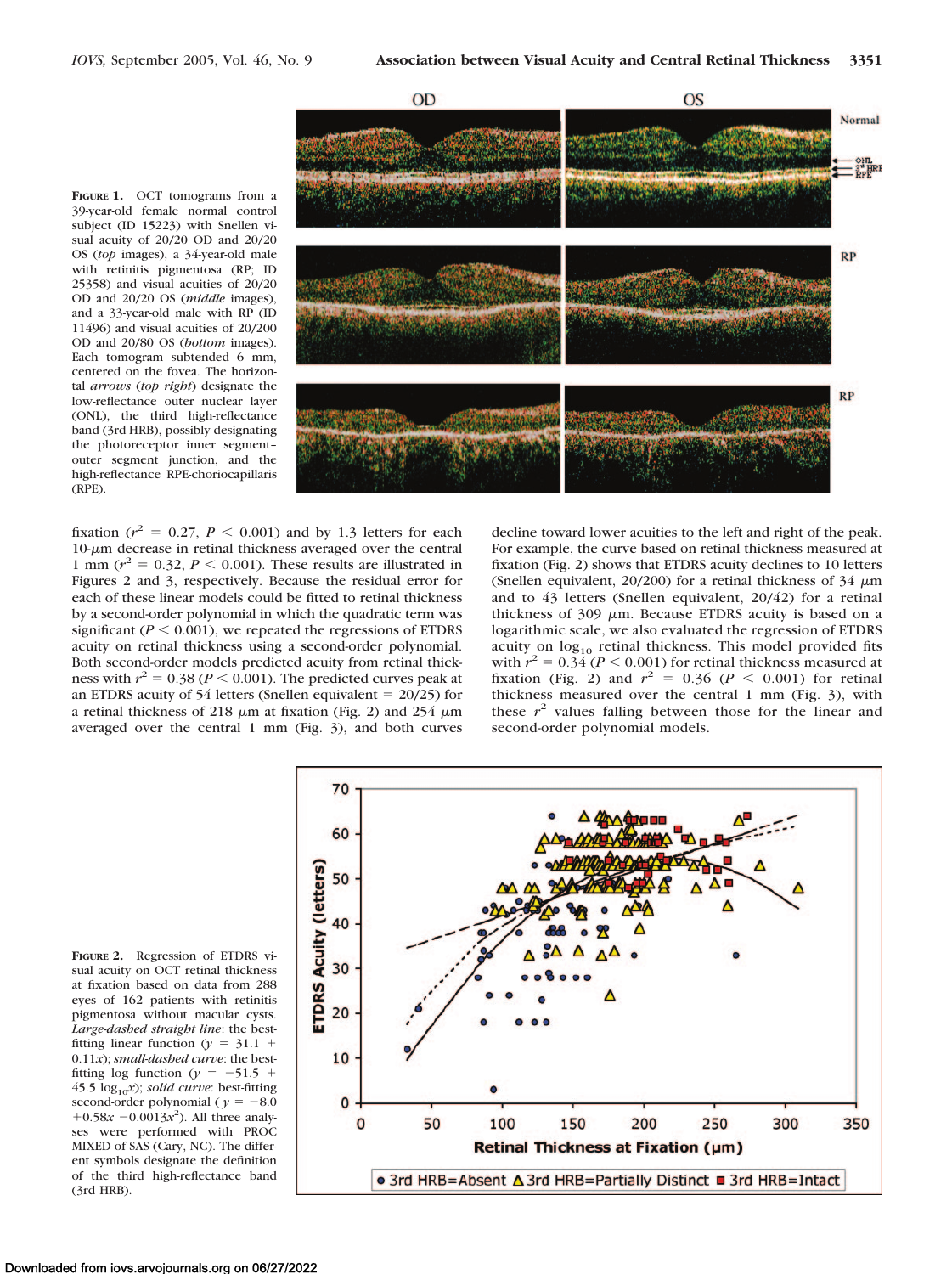**Figure 1.** OCT tomograms from a 39-year-old female normal control subject (ID 15223) with Snellen visual acuity of 20/20 OD and 20/20 OS (*top* images), a 34-year-old male with retinitis pigmentosa (RP; ID 25358) and visual acuities of 20/20 OD and 20/20 OS (*middle* images), and a 33-year-old male with RP (ID 11496) and visual acuities of 20/200 OD and 20/80 OS (*bottom* images). Each tomogram subtended 6 mm, centered on the fovea. The horizontal *arrows* (*top right*) designate the low-reflectance outer nuclear layer (ONL), the third high-reflectance band (3rd HRB), possibly designating the photoreceptor inner segment–outer segment junction, and the high-reflectance RPE-choriocapillaris (RPE).

fixation ($r^2 = 0.27$, $P < 0.001$) and by 1.3 letters for each 10-μm decrease in retinal thickness averaged over the central 1 mm ($r^2 = 0.32$, $P < 0.001$). These results are illustrated in Figures 2 and 3, respectively. Because the residual error for each of these linear models could be fitted to retinal thickness by a second-order polynomial in which the quadratic term was significant ($P < 0.001$), we repeated the regressions of ETDRS acuity on retinal thickness using a second-order polynomial. Both second-order models predicted acuity from retinal thickness with $r^2 = 0.38$ ($P < 0.001$). The predicted curves peak at an ETDRS acuity of 54 letters (Snellen equivalent = 20/25) for a retinal thickness of 218 μm at fixation (Fig. 2) and 254 μm averaged over the central 1 mm (Fig. 3), and both curves decline toward lower acuities to the left and right of the peak. For example, the curve based on retinal thickness measured at fixation (Fig. 2) shows that ETDRS acuity declines to 10 letters (Snellen equivalent, 20/200) for a retinal thickness of 34 μm and to 43 letters (Snellen equivalent, 20/42) for a retinal thickness of 309 μm. Because ETDRS acuity is based on a logarithmic scale, we also evaluated the regression of ETDRS acuity on $\log_{10}$ retinal thickness. This model provided fits with $r^2 = 0.34$ ($P < 0.001$) for retinal thickness measured at fixation (Fig. 2) and $r^2 = 0.36$ ($P < 0.001$) for retinal thickness measured over the central 1 mm (Fig. 3), with these $r^2$ values falling between those for the linear and second-order polynomial models.

**Figure 2.** Regression of ETDRS visual acuity on OCT retinal thickness at fixation based on data from 288 eyes of 162 patients with retinitis pigmentosa without macular cysts. *Large-dashed straight line*: the best-fitting linear function ($y = 31.1 + 0.11x$); *small-dashed curve*: the best-fitting log function ($y = -51.5 + 45.5 \log_{10}x$); *solid curve*: best-fitting second-order polynomial ($y = -8.0 + 0.58x - 0.0013x^2$). All three analyses were performed with PROC MIXED of SAS (Cary, NC). The different symbols designate the definition of the third high-reflectance band (3rd HRB).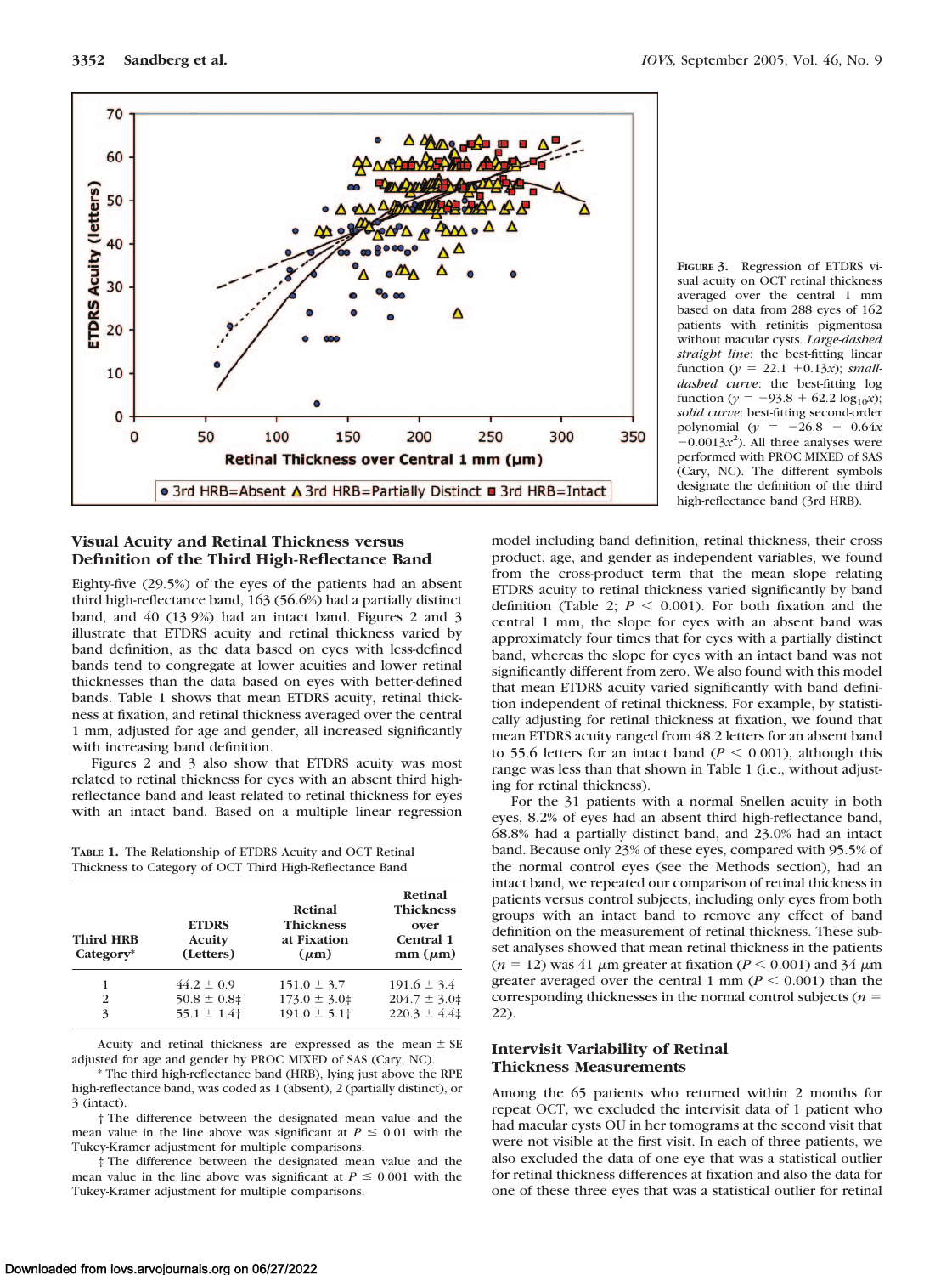**Figure 3.** Regression of ETDRS visual acuity on OCT retinal thickness averaged over the central 1 mm based on data from 288 eyes of 162 patients with retinitis pigmentosa without macular cysts. *Large-dashed straight line*: the best-fitting linear function ($y = 22.1 + 0.13x$); *small-dashed curve*: the best-fitting log function ($y = -93.8 + 62.2 \log_{10}x$); *solid curve*: best-fitting second-order polynomial ($y = -26.8 + 0.64x - 0.0013x^2$). All three analyses were performed with PROC MIXED of SAS (Cary, NC). The different symbols designate the definition of the third high-reflectance band (3rd HRB).

### Visual Acuity and Retinal Thickness versus Definition of the Third High-Reflectance Band

Eighty-five (29.5%) of the eyes of the patients had an absent third high-reflectance band, 163 (56.6%) had a partially distinct band, and 40 (13.9%) had an intact band. Figures 2 and 3 illustrate that ETDRS acuity and retinal thickness varied by band definition, as the data based on eyes with less-defined bands tend to congregate at lower acuities and lower retinal thicknesses than the data based on eyes with better-defined bands. Table 1 shows that mean ETDRS acuity, retinal thickness at fixation, and retinal thickness averaged over the central 1 mm, adjusted for age and gender, all increased significantly with increasing band definition.

Figures 2 and 3 also show that ETDRS acuity was most related to retinal thickness for eyes with an absent third high-reflectance band and least related to retinal thickness for eyes with an intact band. Based on a multiple linear regression model including band definition, retinal thickness, their cross product, age, and gender as independent variables, we found from the cross-product term that the mean slope relating ETDRS acuity to retinal thickness varied significantly by band definition (Table 2; $P < 0.001$). For both fixation and the central 1 mm, the slope for eyes with an absent band was approximately four times that for eyes with a partially distinct band, whereas the slope for eyes with an intact band was not significantly different from zero. We also found with this model that mean ETDRS acuity varied significantly with band definition independent of retinal thickness. For example, by statistically adjusting for retinal thickness at fixation, we found that mean ETDRS acuity ranged from 48.2 letters for an absent band to 55.6 letters for an intact band ($P < 0.001$), although this range was less than that shown in Table 1 (i.e., without adjusting for retinal thickness).

**Table 1.** The Relationship of ETDRS Acuity and OCT Retinal Thickness to Category of OCT Third High-Reflectance Band

| Third HRB Category* | ETDRS Acuity (Letters) | Retinal Thickness at Fixation ($\mu$m) | Retinal Thickness over Central 1 mm ($\mu$m) |
|---|---|---|---|
| 1 | 44.2 ± 0.9 | 151.0 ± 3.7 | 191.6 ± 3.4 |
| 2 | 50.8 ± 0.8‡ | 173.0 ± 3.0‡ | 204.7 ± 3.0‡ |
| 3 | 55.1 ± 1.4† | 191.0 ± 5.1† | 220.3 ± 4.4‡ |

Acuity and retinal thickness are expressed as the mean ± SE adjusted for age and gender by PROC MIXED of SAS (Cary, NC).

\* The third high-reflectance band (HRB), lying just above the RPE high-reflectance band, was coded as 1 (absent), 2 (partially distinct), or 3 (intact).

† The difference between the designated mean value and the mean value in the line above was significant at $P \leq 0.01$ with the Tukey-Kramer adjustment for multiple comparisons.

‡ The difference between the designated mean value and the mean value in the line above was significant at $P \leq 0.001$ with the Tukey-Kramer adjustment for multiple comparisons.

For the 31 patients with a normal Snellen acuity in both eyes, 8.2% of eyes had an absent third high-reflectance band, 68.8% had a partially distinct band, and 23.0% had an intact band. Because only 23% of these eyes, compared with 95.5% of the normal control eyes (see the Methods section), had an intact band, we repeated our comparison of retinal thickness in patients versus control subjects, including only eyes from both groups with an intact band to remove any effect of band definition on the measurement of retinal thickness. These subset analyses showed that mean retinal thickness in the patients ($n = 12$) was 41 $\mu$m greater at fixation ($P < 0.001$) and 34 $\mu$m greater averaged over the central 1 mm ($P < 0.001$) than the corresponding thicknesses in the normal control subjects ($n = 22$).

### Intervisit Variability of Retinal Thickness Measurements

Among the 65 patients who returned within 2 months for repeat OCT, we excluded the intervisit data of 1 patient who had macular cysts OU in her tomograms at the second visit that were not visible at the first visit. In each of three patients, we also excluded the data of one eye that was a statistical outlier for retinal thickness differences at fixation and also the data for one of these three eyes that was a statistical outlier for retinal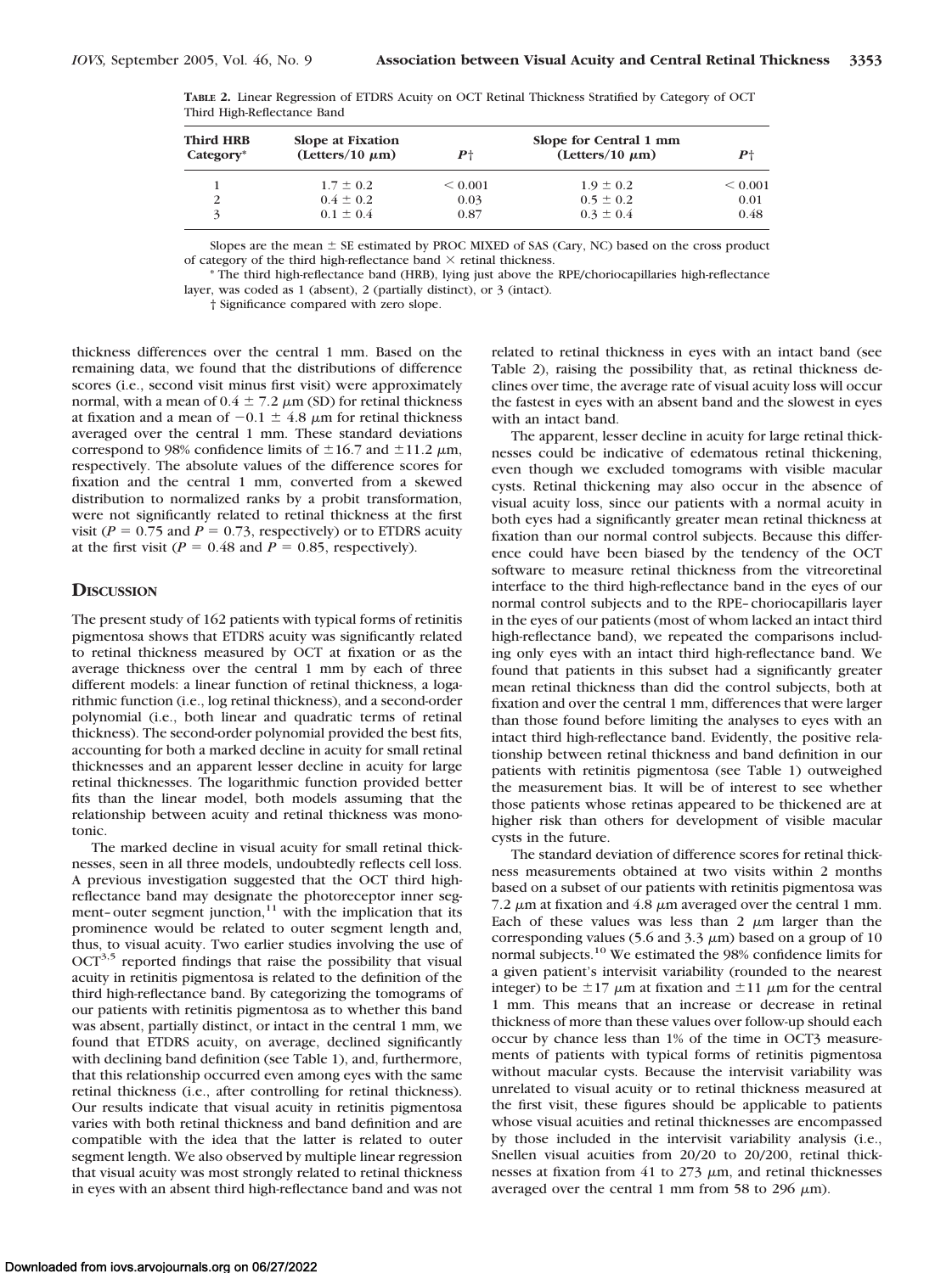**TABLE 2.** Linear Regression of ETDRS Acuity on OCT Retinal Thickness Stratified by Category of OCT Third High-Reflectance Band

| Third HRB Category* | Slope at Fixation (Letters/10 μm) | P† | Slope for Central 1 mm (Letters/10 μm) | P† |
|---|---|---|---|---|
| 1 | 1.7 ± 0.2 | < 0.001 | 1.9 ± 0.2 | < 0.001 |
| 2 | 0.4 ± 0.2 | 0.03 | 0.5 ± 0.2 | 0.01 |
| 3 | 0.1 ± 0.4 | 0.87 | 0.3 ± 0.4 | 0.48 |

Slopes are the mean ± SE estimated by PROC MIXED of SAS (Cary, NC) based on the cross product of category of the third high-reflectance band × retinal thickness.

* The third high-reflectance band (HRB), lying just above the RPE/choriocapillaries high-reflectance layer, was coded as 1 (absent), 2 (partially distinct), or 3 (intact).

† Significance compared with zero slope.

thickness differences over the central 1 mm. Based on the remaining data, we found that the distributions of difference scores (i.e., second visit minus first visit) were approximately normal, with a mean of 0.4 ± 7.2 μm (SD) for retinal thickness at fixation and a mean of −0.1 ± 4.8 μm for retinal thickness averaged over the central 1 mm. These standard deviations correspond to 98% confidence limits of ±16.7 and ±11.2 μm, respectively. The absolute values of the difference scores for fixation and the central 1 mm, converted from a skewed distribution to normalized ranks by a probit transformation, were not significantly related to retinal thickness at the first visit ($P = 0.75$ and $P = 0.73$, respectively) or to ETDRS acuity at the first visit ($P = 0.48$ and $P = 0.85$, respectively).

## DISCUSSION

The present study of 162 patients with typical forms of retinitis pigmentosa shows that ETDRS acuity was significantly related to retinal thickness measured by OCT at fixation or as the average thickness over the central 1 mm by each of three different models: a linear function of retinal thickness, a logarithmic function (i.e., log retinal thickness), and a second-order polynomial (i.e., both linear and quadratic terms of retinal thickness). The second-order polynomial provided the best fits, accounting for both a marked decline in acuity for small retinal thicknesses and an apparent lesser decline in acuity for large retinal thicknesses. The logarithmic function provided better fits than the linear model, both models assuming that the relationship between acuity and retinal thickness was monotonic.

The marked decline in visual acuity for small retinal thicknesses, seen in all three models, undoubtedly reflects cell loss. A previous investigation suggested that the OCT third high-reflectance band may designate the photoreceptor inner segment–outer segment junction,[11] with the implication that its prominence would be related to outer segment length and, thus, to visual acuity. Two earlier studies involving the use of OCT[3,5] reported findings that raise the possibility that visual acuity in retinitis pigmentosa is related to the definition of the third high-reflectance band. By categorizing the tomograms of our patients with retinitis pigmentosa as to whether this band was absent, partially distinct, or intact in the central 1 mm, we found that ETDRS acuity, on average, declined significantly with declining band definition (see Table 1), and, furthermore, that this relationship occurred even among eyes with the same retinal thickness (i.e., after controlling for retinal thickness). Our results indicate that visual acuity in retinitis pigmentosa varies with both retinal thickness and band definition and are compatible with the idea that the latter is related to outer segment length. We also observed by multiple linear regression that visual acuity was most strongly related to retinal thickness in eyes with an absent third high-reflectance band and was not related to retinal thickness in eyes with an intact band (see Table 2), raising the possibility that, as retinal thickness declines over time, the average rate of visual acuity loss will occur the fastest in eyes with an absent band and the slowest in eyes with an intact band.

The apparent, lesser decline in acuity for large retinal thicknesses could be indicative of edematous retinal thickening, even though we excluded tomograms with visible macular cysts. Retinal thickening may also occur in the absence of visual acuity loss, since our patients with a normal acuity in both eyes had a significantly greater mean retinal thickness at fixation than our normal control subjects. Because this difference could have been biased by the tendency of the OCT software to measure retinal thickness from the vitreoretinal interface to the third high-reflectance band in the eyes of our normal control subjects and to the RPE–choriocapillaris layer in the eyes of our patients (most of whom lacked an intact third high-reflectance band), we repeated the comparisons including only eyes with an intact third high-reflectance band. We found that patients in this subset had a significantly greater mean retinal thickness than did the control subjects, both at fixation and over the central 1 mm, differences that were larger than those found before limiting the analyses to eyes with an intact third high-reflectance band. Evidently, the positive relationship between retinal thickness and band definition in our patients with retinitis pigmentosa (see Table 1) outweighed the measurement bias. It will be of interest to see whether those patients whose retinas appeared to be thickened are at higher risk than others for development of visible macular cysts in the future.

The standard deviation of difference scores for retinal thickness measurements obtained at two visits within 2 months based on a subset of our patients with retinitis pigmentosa was 7.2 μm at fixation and 4.8 μm averaged over the central 1 mm. Each of these values was less than 2 μm larger than the corresponding values (5.6 and 3.3 μm) based on a group of 10 normal subjects.[10] We estimated the 98% confidence limits for a given patient's intervisit variability (rounded to the nearest integer) to be ±17 μm at fixation and ±11 μm for the central 1 mm. This means that an increase or decrease in retinal thickness of more than these values over follow-up should each occur by chance less than 1% of the time in OCT3 measurements of patients with typical forms of retinitis pigmentosa without macular cysts. Because the intervisit variability was unrelated to visual acuity or to retinal thickness measured at the first visit, these figures should be applicable to patients whose visual acuities and retinal thicknesses are encompassed by those included in the intervisit variability analysis (i.e., Snellen visual acuities from 20/20 to 20/200, retinal thicknesses at fixation from 41 to 273 μm, and retinal thicknesses averaged over the central 1 mm from 58 to 296 μm).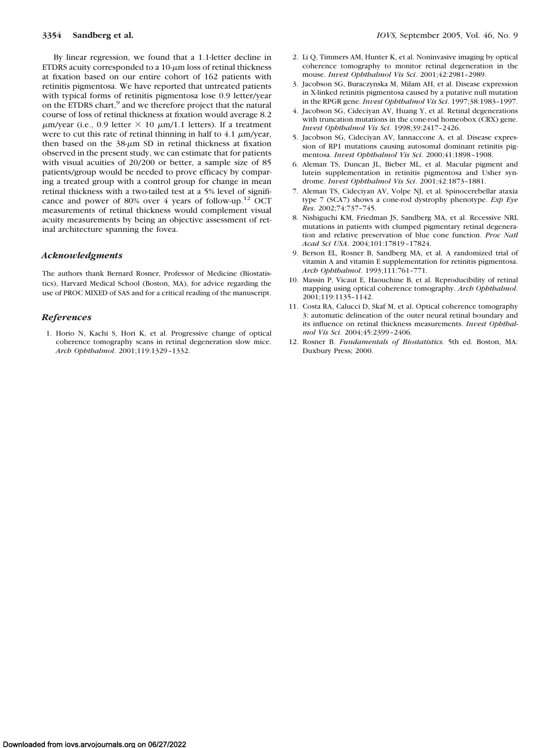By linear regression, we found that a 1.1-letter decline in ETDRS acuity corresponded to a 10-$\mu$m loss of retinal thickness at fixation based on our entire cohort of 162 patients with retinitis pigmentosa. We have reported that untreated patients with typical forms of retinitis pigmentosa lose 0.9 letter/year on the ETDRS chart,[9] and we therefore project that the natural course of loss of retinal thickness at fixation would average 8.2 $\mu$m/year (i.e., 0.9 letter $\times$ 10 $\mu$m/1.1 letters). If a treatment were to cut this rate of retinal thinning in half to 4.1 $\mu$m/year, then based on the 38-$\mu$m SD in retinal thickness at fixation observed in the present study, we can estimate that for patients with visual acuities of 20/200 or better, a sample size of 85 patients/group would be needed to prove efficacy by comparing a treated group with a control group for change in mean retinal thickness with a two-tailed test at a 5% level of significance and power of 80% over 4 years of follow-up.[12] OCT measurements of retinal thickness would complement visual acuity measurements by being an objective assessment of retinal architecture spanning the fovea.

### *Acknowledgments*

The authors thank Bernard Rosner, Professor of Medicine (Biostatistics), Harvard Medical School (Boston, MA), for advice regarding the use of PROC MIXED of SAS and for a critical reading of the manuscript.

### *References*

1. Horio N, Kachi S, Hori K, et al. Progressive change of optical coherence tomography scans in retinal degeneration slow mice. *Arch Ophthalmol*. 2001;119:1329–1332.
2. Li Q, Timmers AM, Hunter K, et al. Noninvasive imaging by optical coherence tomography to monitor retinal degeneration in the mouse. *Invest Ophthalmol Vis Sci*. 2001;42:2981–2989.
3. Jacobson SG, Buraczynska M, Milam AH, et al. Disease expression in X-linked retinitis pigmentosa caused by a putative null mutation in the RPGR gene. *Invest Ophthalmol Vis Sci*. 1997;38:1983–1997.
4. Jacobson SG, Cideciyan AV, Huang Y, et al. Retinal degenerations with truncation mutations in the cone-rod homeobox (CRX) gene. *Invest Ophthalmol Vis Sci*. 1998;39:2417–2426.
5. Jacobson SG, Cideciyan AV, Iannaccone A, et al. Disease expression of RP1 mutations causing autosomal dominant retinitis pigmentosa. *Invest Ophthalmol Vis Sci*. 2000;41:1898–1908.
6. Aleman TS, Duncan JL, Bieber ML, et al. Macular pigment and lutein supplementation in retinitis pigmentosa and Usher syndrome. *Invest Ophthalmol Vis Sci*. 2001;42:1873–1881.
7. Aleman TS, Cideciyan AV, Volpe NJ, et al. Spinocerebellar ataxia type 7 (SCA7) shows a cone-rod dystrophy phenotype. *Exp Eye Res*. 2002;74:737–745.
8. Nishiguchi KM, Friedman JS, Sandberg MA, et al. Recessive NRL mutations in patients with clumped pigmentary retinal degeneration and relative preservation of blue cone function. *Proc Natl Acad Sci USA*. 2004;101:17819–17824.
9. Berson EL, Rosner B, Sandberg MA, et al. A randomized trial of vitamin A and vitamin E supplementation for retinitis pigmentosa. *Arch Ophthalmol*. 1993;111:761–771.
10. Massin P, Vicaut E, Haouchine B, et al. Reproducibility of retinal mapping using optical coherence tomography. *Arch Ophthalmol*. 2001;119:1135–1142.
11. Costa RA, Calucci D, Skaf M, et al. Optical coherence tomography 3: automatic delineation of the outer neural retinal boundary and its influence on retinal thickness measurements. *Invest Ophthalmol Vis Sci*. 2004;45:2399–2406.
12. Rosner B. *Fundamentals of Biostatistics*. 5th ed. Boston, MA: Duxbury Press; 2000.